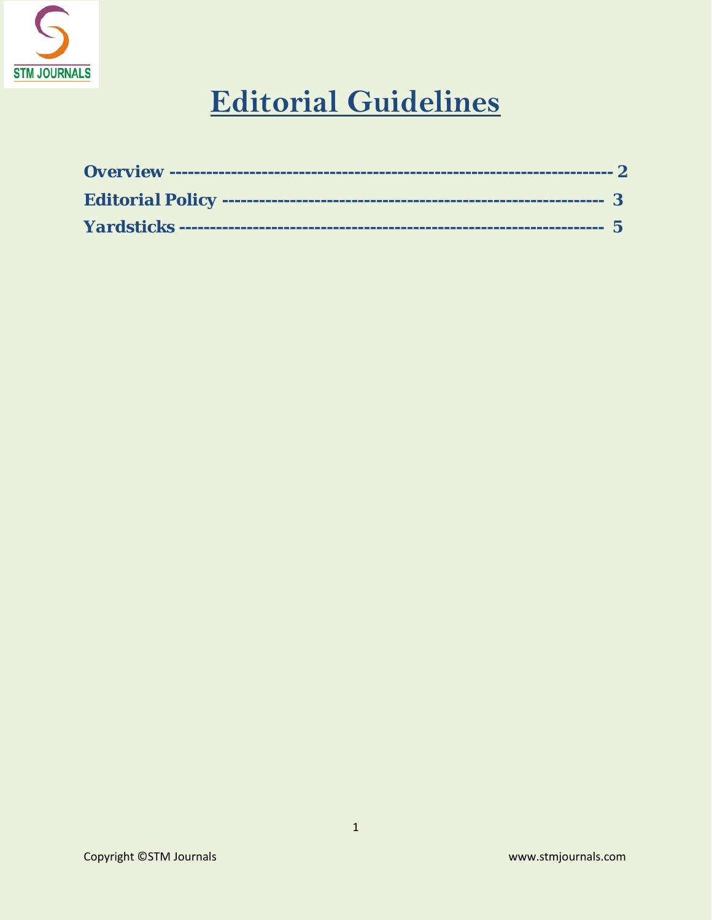# Editorial Guidelines

**Overview** ---------------------------------------------------------------------- **2**

**Editorial Policy** ---------------------------------------------------------------- **3**

**Yardsticks** --------------------------------------------------------------------- **5**

Copyright ©STM Journals www.stmjournals.com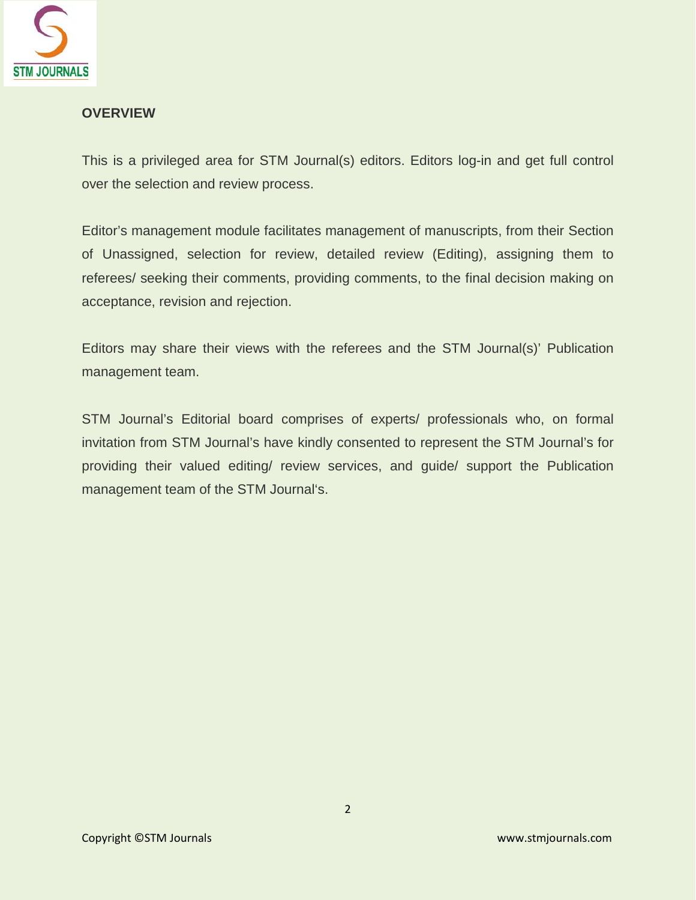## OVERVIEW

This is a privileged area for STM Journal(s) editors. Editors log-in and get full control over the selection and review process.

Editor's management module facilitates management of manuscripts, from their Section of Unassigned, selection for review, detailed review (Editing), assigning them to referees/ seeking their comments, providing comments, to the final decision making on acceptance, revision and rejection.

Editors may share their views with the referees and the STM Journal(s)' Publication management team.

STM Journal's Editorial board comprises of experts/ professionals who, on formal invitation from STM Journal's have kindly consented to represent the STM Journal's for providing their valued editing/ review services, and guide/ support the Publication management team of the STM Journal's.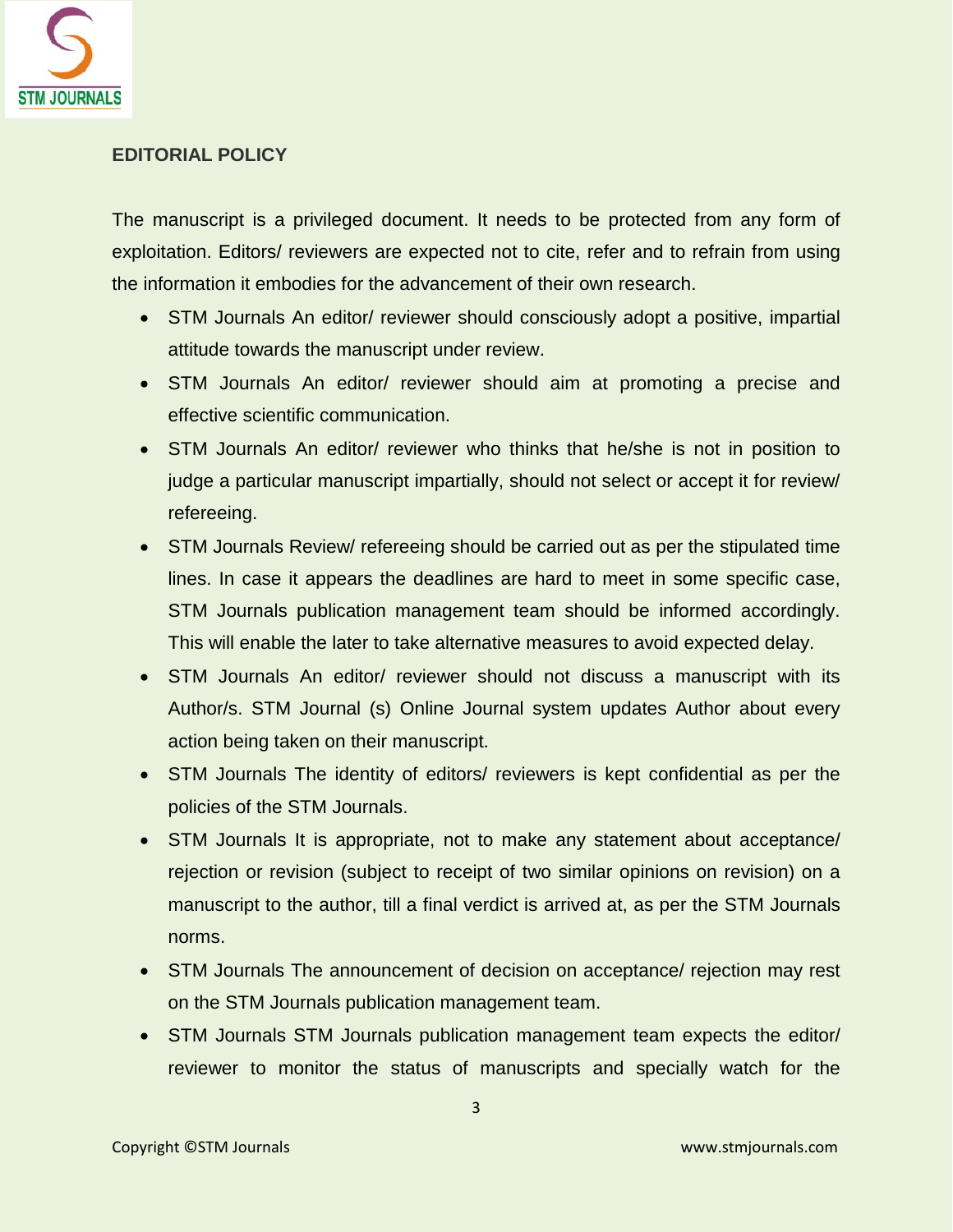**EDITORIAL POLICY**

The manuscript is a privileged document. It needs to be protected from any form of exploitation. Editors/ reviewers are expected not to cite, refer and to refrain from using the information it embodies for the advancement of their own research.

- STM Journals An editor/ reviewer should consciously adopt a positive, impartial attitude towards the manuscript under review.
- STM Journals An editor/ reviewer should aim at promoting a precise and effective scientific communication.
- STM Journals An editor/ reviewer who thinks that he/she is not in position to judge a particular manuscript impartially, should not select or accept it for review/ refereeing.
- STM Journals Review/ refereeing should be carried out as per the stipulated time lines. In case it appears the deadlines are hard to meet in some specific case, STM Journals publication management team should be informed accordingly. This will enable the later to take alternative measures to avoid expected delay.
- STM Journals An editor/ reviewer should not discuss a manuscript with its Author/s. STM Journal (s) Online Journal system updates Author about every action being taken on their manuscript.
- STM Journals The identity of editors/ reviewers is kept confidential as per the policies of the STM Journals.
- STM Journals It is appropriate, not to make any statement about acceptance/ rejection or revision (subject to receipt of two similar opinions on revision) on a manuscript to the author, till a final verdict is arrived at, as per the STM Journals norms.
- STM Journals The announcement of decision on acceptance/ rejection may rest on the STM Journals publication management team.
- STM Journals STM Journals publication management team expects the editor/ reviewer to monitor the status of manuscripts and specially watch for the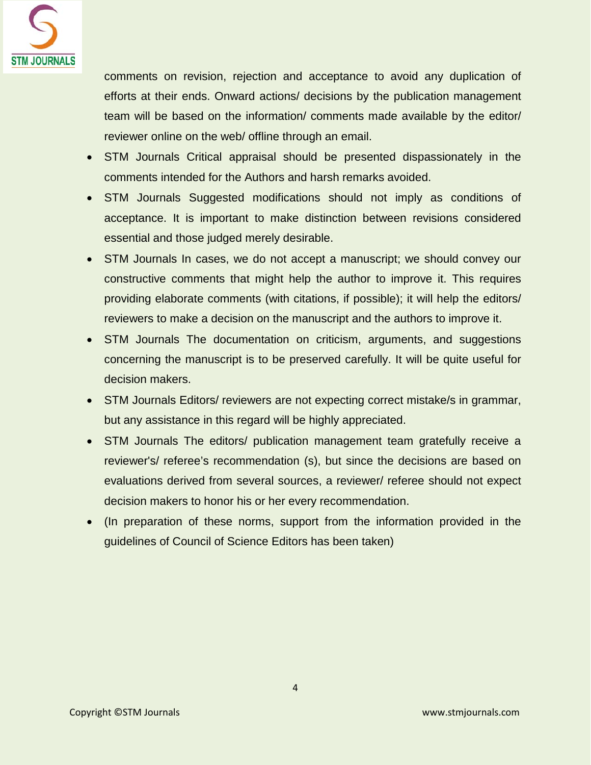comments on revision, rejection and acceptance to avoid any duplication of efforts at their ends. Onward actions/ decisions by the publication management team will be based on the information/ comments made available by the editor/ reviewer online on the web/ offline through an email.

- STM Journals Critical appraisal should be presented dispassionately in the comments intended for the Authors and harsh remarks avoided.
- STM Journals Suggested modifications should not imply as conditions of acceptance. It is important to make distinction between revisions considered essential and those judged merely desirable.
- STM Journals In cases, we do not accept a manuscript; we should convey our constructive comments that might help the author to improve it. This requires providing elaborate comments (with citations, if possible); it will help the editors/ reviewers to make a decision on the manuscript and the authors to improve it.
- STM Journals The documentation on criticism, arguments, and suggestions concerning the manuscript is to be preserved carefully. It will be quite useful for decision makers.
- STM Journals Editors/ reviewers are not expecting correct mistake/s in grammar, but any assistance in this regard will be highly appreciated.
- STM Journals The editors/ publication management team gratefully receive a reviewer's/ referee's recommendation (s), but since the decisions are based on evaluations derived from several sources, a reviewer/ referee should not expect decision makers to honor his or her every recommendation.
- (In preparation of these norms, support from the information provided in the guidelines of Council of Science Editors has been taken)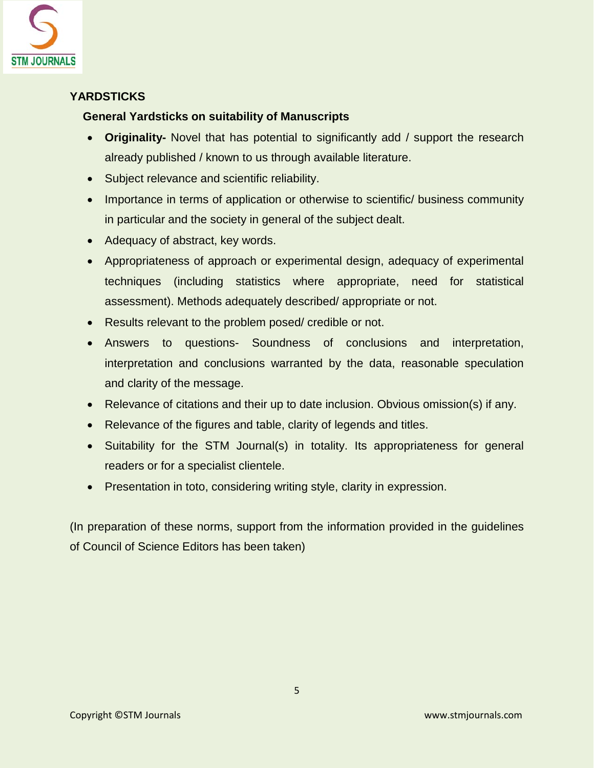## YARDSTICKS

### General Yardsticks on suitability of Manuscripts

- **Originality-** Novel that has potential to significantly add / support the research already published / known to us through available literature.
- Subject relevance and scientific reliability.
- Importance in terms of application or otherwise to scientific/ business community in particular and the society in general of the subject dealt.
- Adequacy of abstract, key words.
- Appropriateness of approach or experimental design, adequacy of experimental techniques (including statistics where appropriate, need for statistical assessment). Methods adequately described/ appropriate or not.
- Results relevant to the problem posed/ credible or not.
- Answers to questions- Soundness of conclusions and interpretation, interpretation and conclusions warranted by the data, reasonable speculation and clarity of the message.
- Relevance of citations and their up to date inclusion. Obvious omission(s) if any.
- Relevance of the figures and table, clarity of legends and titles.
- Suitability for the STM Journal(s) in totality. Its appropriateness for general readers or for a specialist clientele.
- Presentation in toto, considering writing style, clarity in expression.

(In preparation of these norms, support from the information provided in the guidelines of Council of Science Editors has been taken)